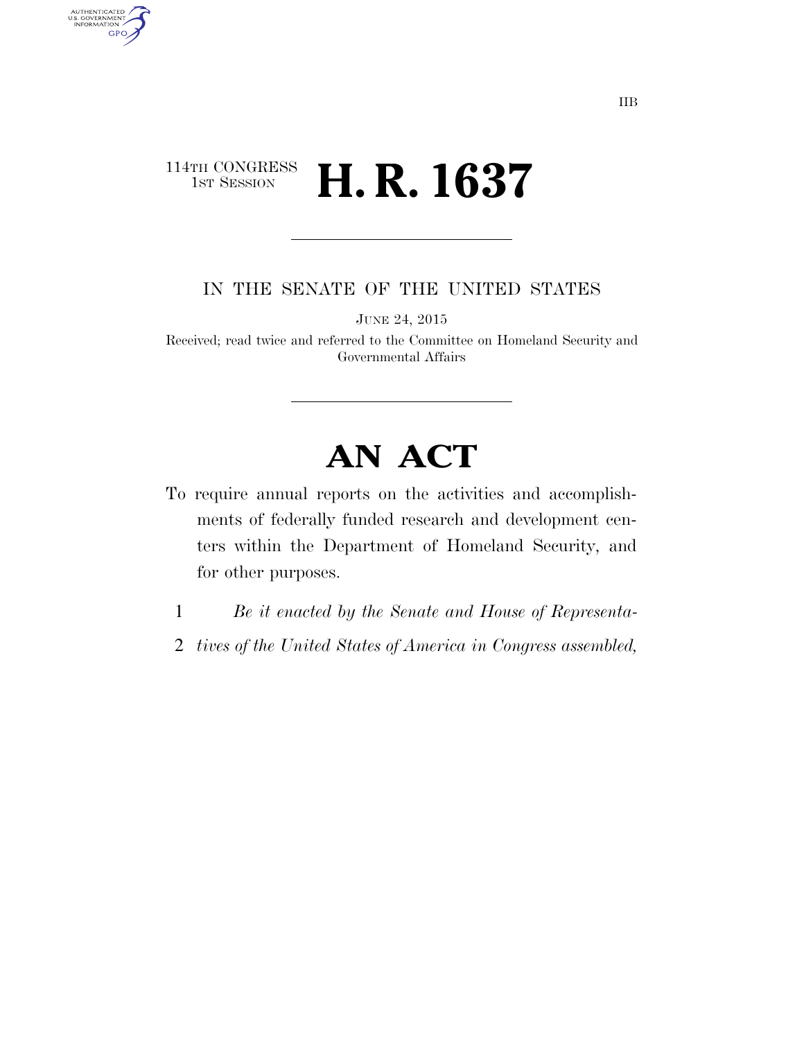IIB

114TH CONGRESS
1ST SESSION

# H. R. 1637

IN THE SENATE OF THE UNITED STATES

JUNE 24, 2015

Received; read twice and referred to the Committee on Homeland Security and Governmental Affairs

# AN ACT

To require annual reports on the activities and accomplishments of federally funded research and development centers within the Department of Homeland Security, and for other purposes.

1 *Be it enacted by the Senate and House of Representa-*
2 *tives of the United States of America in Congress assembled,*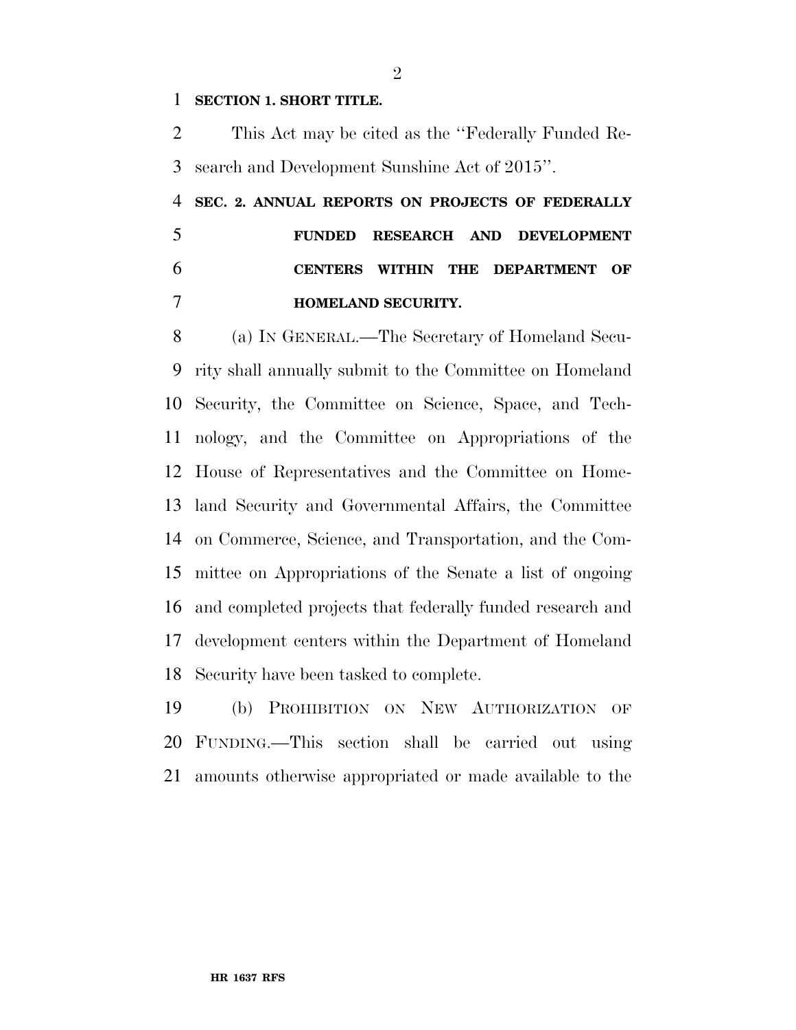**SECTION 1. SHORT TITLE.**

This Act may be cited as the ''Federally Funded Research and Development Sunshine Act of 2015''.

**SEC. 2. ANNUAL REPORTS ON PROJECTS OF FEDERALLY FUNDED RESEARCH AND DEVELOPMENT CENTERS WITHIN THE DEPARTMENT OF HOMELAND SECURITY.**

(a) IN GENERAL.—The Secretary of Homeland Security shall annually submit to the Committee on Homeland Security, the Committee on Science, Space, and Technology, and the Committee on Appropriations of the House of Representatives and the Committee on Homeland Security and Governmental Affairs, the Committee on Commerce, Science, and Transportation, and the Committee on Appropriations of the Senate a list of ongoing and completed projects that federally funded research and development centers within the Department of Homeland Security have been tasked to complete.

(b) PROHIBITION ON NEW AUTHORIZATION OF FUNDING.—This section shall be carried out using amounts otherwise appropriated or made available to the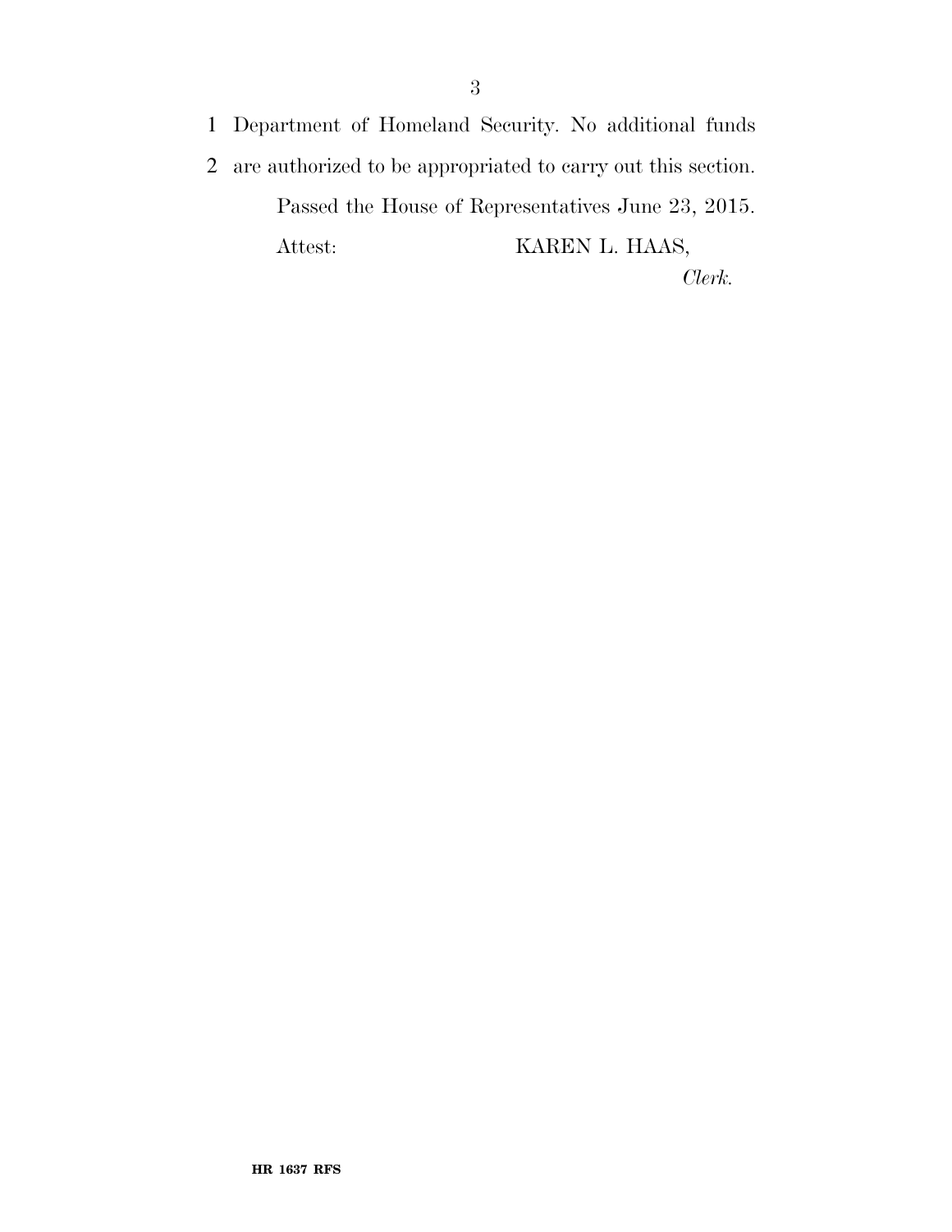Department of Homeland Security. No additional funds are authorized to be appropriated to carry out this section.

Passed the House of Representatives June 23, 2015.

Attest: KAREN L. HAAS,

*Clerk.*

HR 1637 RFS